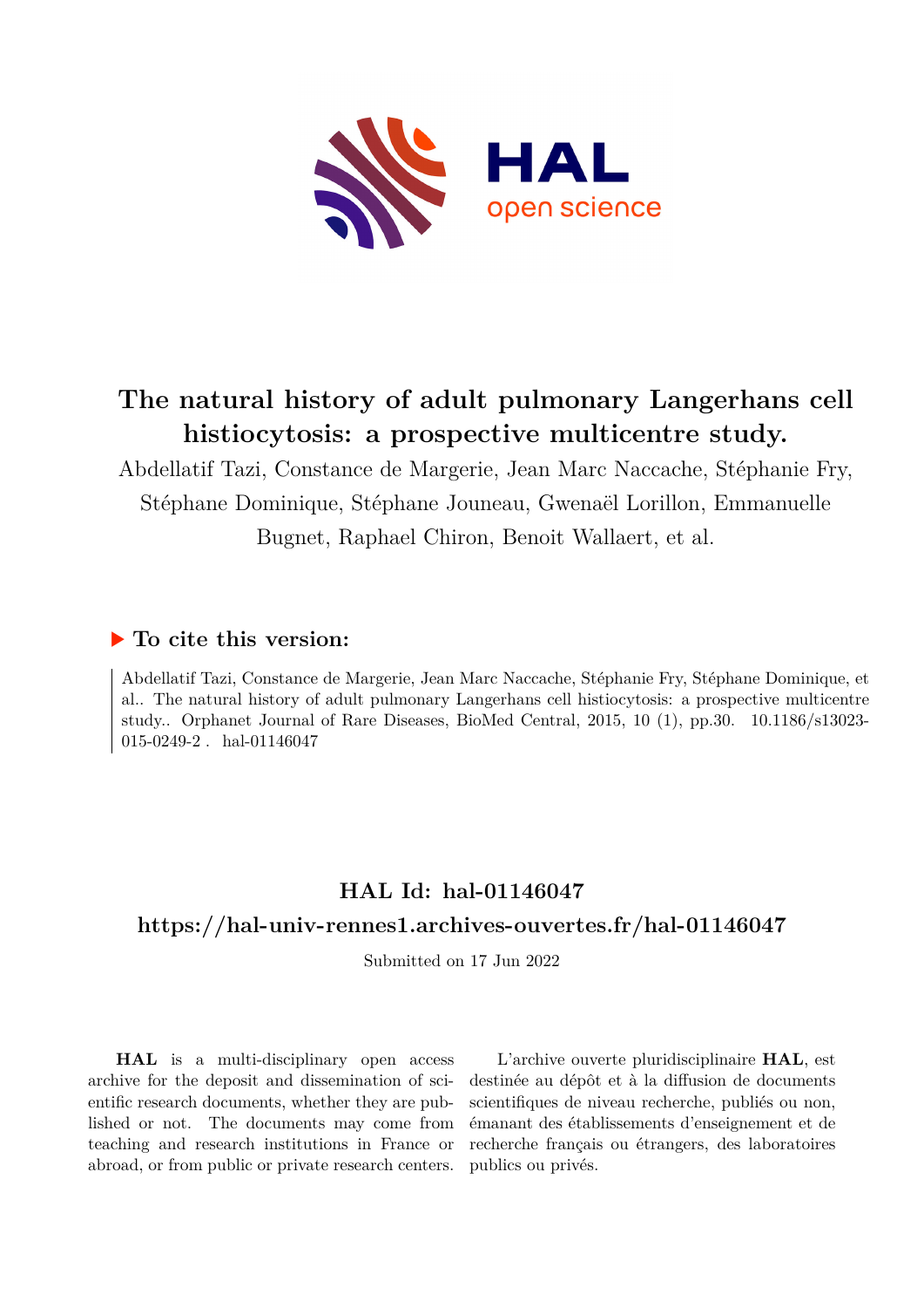# The natural history of adult pulmonary Langerhans cell histiocytosis: a prospective multicentre study.

Abdellatif Tazi, Constance de Margerie, Jean Marc Naccache, Stéphanie Fry, Stéphane Dominique, Stéphane Jouneau, Gwenaël Lorillon, Emmanuelle Bugnet, Raphael Chiron, Benoit Wallaert, et al.

## ▶ To cite this version:

Abdellatif Tazi, Constance de Margerie, Jean Marc Naccache, Stéphanie Fry, Stéphane Dominique, et al.. The natural history of adult pulmonary Langerhans cell histiocytosis: a prospective multicentre study.. Orphanet Journal of Rare Diseases, BioMed Central, 2015, 10 (1), pp.30. 10.1186/s13023-015-0249-2 . hal-01146047

## HAL Id: hal-01146047

## https://hal-univ-rennes1.archives-ouvertes.fr/hal-01146047

Submitted on 17 Jun 2022

**HAL** is a multi-disciplinary open access archive for the deposit and dissemination of scientific research documents, whether they are published or not. The documents may come from teaching and research institutions in France or abroad, or from public or private research centers.

L'archive ouverte pluridisciplinaire **HAL**, est destinée au dépôt et à la diffusion de documents scientifiques de niveau recherche, publiés ou non, émanant des établissements d'enseignement et de recherche français ou étrangers, des laboratoires publics ou privés.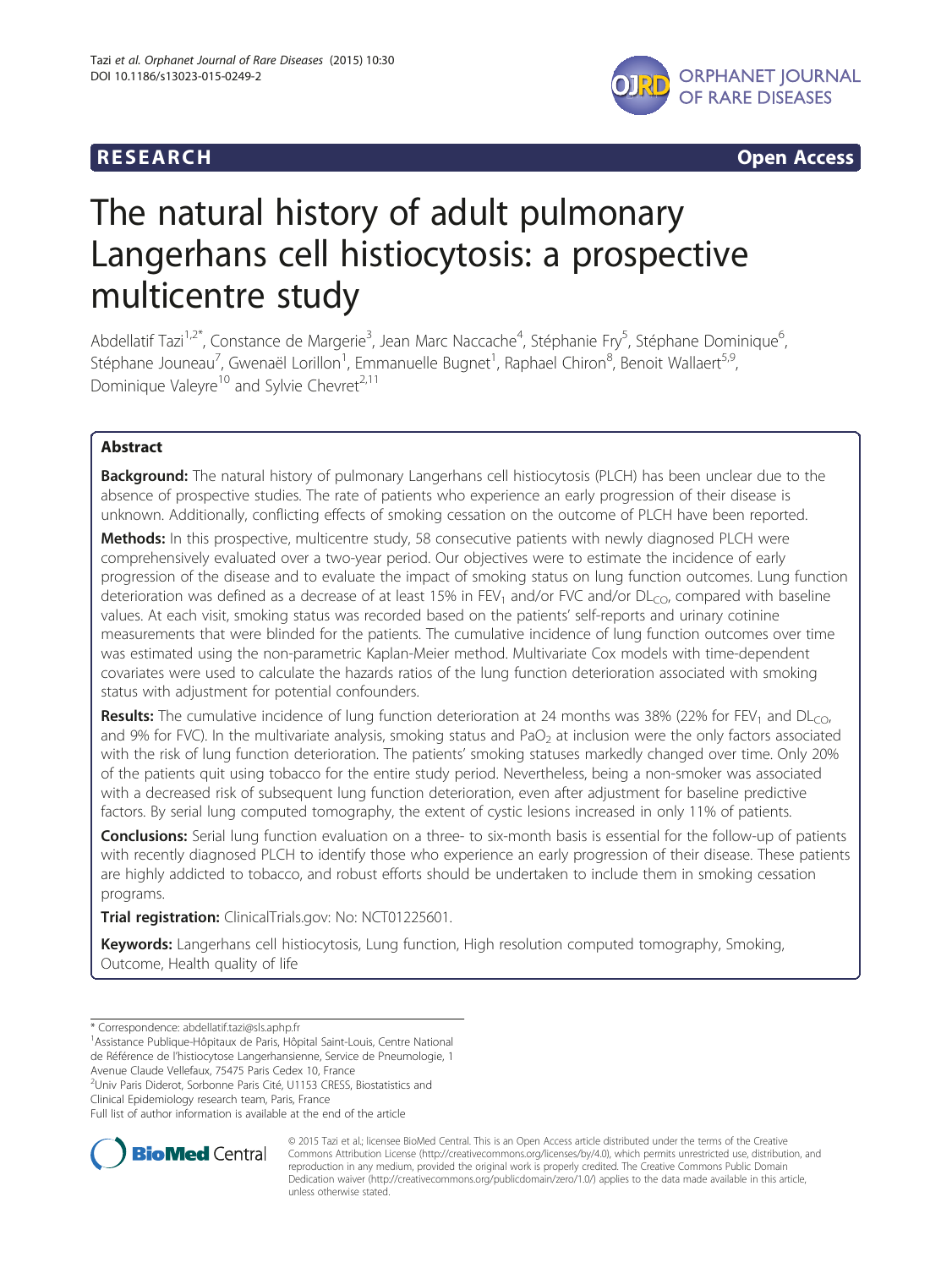# The natural history of adult pulmonary Langerhans cell histiocytosis: a prospective multicentre study

Abdellatif Tazi[1,2*], Constance de Margerie[3], Jean Marc Naccache[4], Stéphanie Fry[5], Stéphane Dominique[6], Stéphane Jouneau[7], Gwenaël Lorillon[1], Emmanuelle Bugnet[1], Raphael Chiron[8], Benoit Wallaert[5,9], Dominique Valeyre[10] and Sylvie Chevret[2,11]

## Abstract

**Background:** The natural history of pulmonary Langerhans cell histiocytosis (PLCH) has been unclear due to the absence of prospective studies. The rate of patients who experience an early progression of their disease is unknown. Additionally, conflicting effects of smoking cessation on the outcome of PLCH have been reported.

**Methods:** In this prospective, multicentre study, 58 consecutive patients with newly diagnosed PLCH were comprehensively evaluated over a two-year period. Our objectives were to estimate the incidence of early progression of the disease and to evaluate the impact of smoking status on lung function outcomes. Lung function deterioration was defined as a decrease of at least 15% in $FEV_1$ and/or FVC and/or $DL_{CO}$, compared with baseline values. At each visit, smoking status was recorded based on the patients' self-reports and urinary cotinine measurements that were blinded for the patients. The cumulative incidence of lung function outcomes over time was estimated using the non-parametric Kaplan-Meier method. Multivariate Cox models with time-dependent covariates were used to calculate the hazards ratios of the lung function deterioration associated with smoking status with adjustment for potential confounders.

**Results:** The cumulative incidence of lung function deterioration at 24 months was 38% (22% for $FEV_1$ and $DL_{CO}$, and 9% for FVC). In the multivariate analysis, smoking status and $PaO_2$ at inclusion were the only factors associated with the risk of lung function deterioration. The patients' smoking statuses markedly changed over time. Only 20% of the patients quit using tobacco for the entire study period. Nevertheless, being a non-smoker was associated with a decreased risk of subsequent lung function deterioration, even after adjustment for baseline predictive factors. By serial lung computed tomography, the extent of cystic lesions increased in only 11% of patients.

**Conclusions:** Serial lung function evaluation on a three- to six-month basis is essential for the follow-up of patients with recently diagnosed PLCH to identify those who experience an early progression of their disease. These patients are highly addicted to tobacco, and robust efforts should be undertaken to include them in smoking cessation programs.

**Trial registration:** ClinicalTrials.gov: No: NCT01225601.

**Keywords:** Langerhans cell histiocytosis, Lung function, High resolution computed tomography, Smoking, Outcome, Health quality of life

\* Correspondence: abdellatif.tazi@sls.aphp.fr
[1]Assistance Publique-Hôpitaux de Paris, Hôpital Saint-Louis, Centre National de Référence de l'histiocytose Langerhansienne, Service de Pneumologie, 1 Avenue Claude Vellefaux, 75475 Paris Cedex 10, France
[2]Univ Paris Diderot, Sorbonne Paris Cité, U1153 CRESS, Biostatistics and Clinical Epidemiology research team, Paris, France
Full list of author information is available at the end of the article

© 2015 Tazi et al.; licensee BioMed Central. This is an Open Access article distributed under the terms of the Creative Commons Attribution License (http://creativecommons.org/licenses/by/4.0), which permits unrestricted use, distribution, and reproduction in any medium, provided the original work is properly credited. The Creative Commons Public Domain Dedication waiver (http://creativecommons.org/publicdomain/zero/1.0/) applies to the data made available in this article, unless otherwise stated.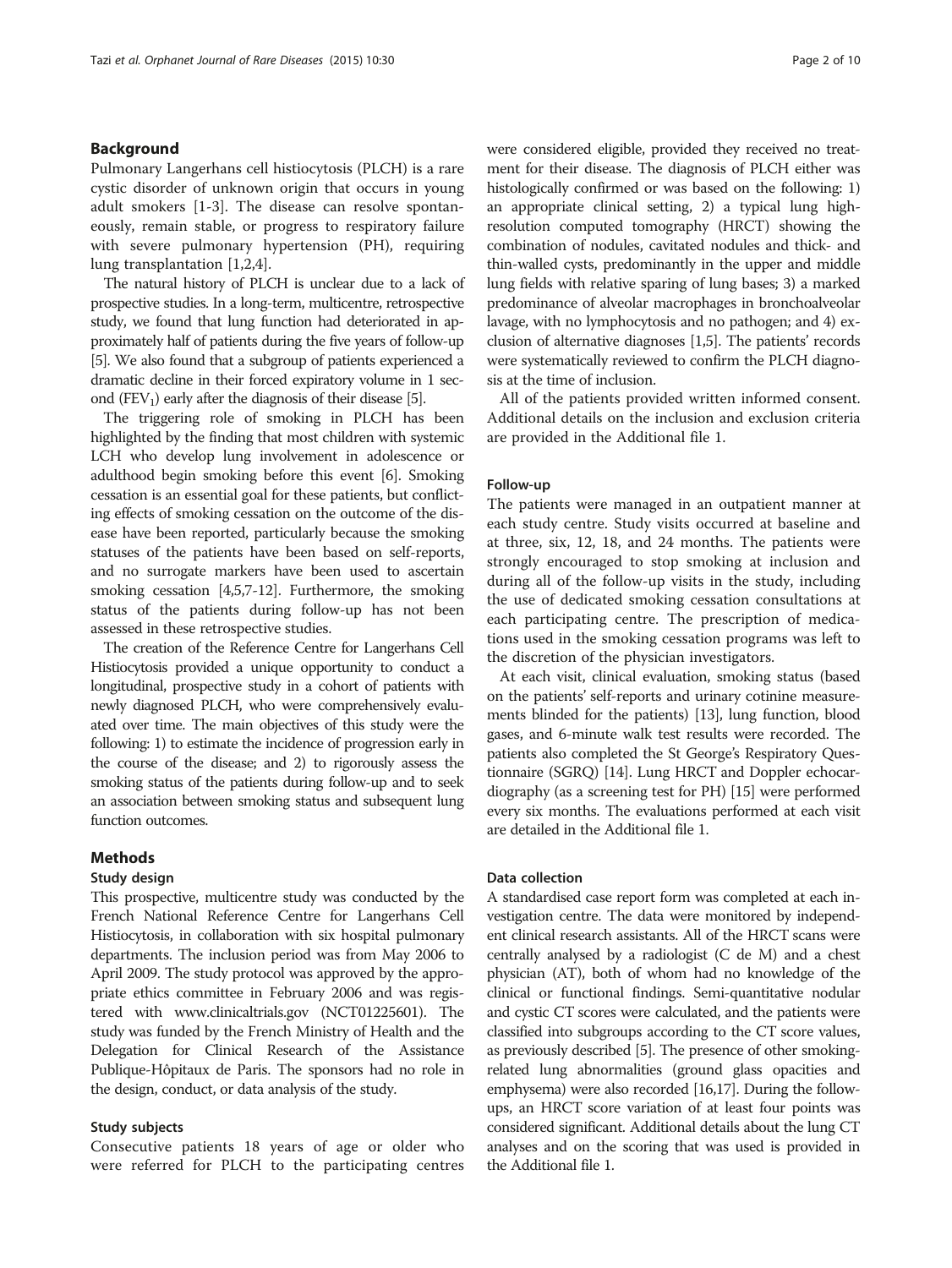## Background

Pulmonary Langerhans cell histiocytosis (PLCH) is a rare cystic disorder of unknown origin that occurs in young adult smokers [1-3]. The disease can resolve spontaneously, remain stable, or progress to respiratory failure with severe pulmonary hypertension (PH), requiring lung transplantation [1,2,4].

The natural history of PLCH is unclear due to a lack of prospective studies. In a long-term, multicentre, retrospective study, we found that lung function had deteriorated in approximately half of patients during the five years of follow-up [5]. We also found that a subgroup of patients experienced a dramatic decline in their forced expiratory volume in 1 second ($FEV_1$) early after the diagnosis of their disease [5].

The triggering role of smoking in PLCH has been highlighted by the finding that most children with systemic LCH who develop lung involvement in adolescence or adulthood begin smoking before this event [6]. Smoking cessation is an essential goal for these patients, but conflicting effects of smoking cessation on the outcome of the disease have been reported, particularly because the smoking statuses of the patients have been based on self-reports, and no surrogate markers have been used to ascertain smoking cessation [4,5,7-12]. Furthermore, the smoking status of the patients during follow-up has not been assessed in these retrospective studies.

The creation of the Reference Centre for Langerhans Cell Histiocytosis provided a unique opportunity to conduct a longitudinal, prospective study in a cohort of patients with newly diagnosed PLCH, who were comprehensively evaluated over time. The main objectives of this study were the following: 1) to estimate the incidence of progression early in the course of the disease; and 2) to rigorously assess the smoking status of the patients during follow-up and to seek an association between smoking status and subsequent lung function outcomes.

## Methods

### Study design

This prospective, multicentre study was conducted by the French National Reference Centre for Langerhans Cell Histiocytosis, in collaboration with six hospital pulmonary departments. The inclusion period was from May 2006 to April 2009. The study protocol was approved by the appropriate ethics committee in February 2006 and was registered with www.clinicaltrials.gov (NCT01225601). The study was funded by the French Ministry of Health and the Delegation for Clinical Research of the Assistance Publique-Hôpitaux de Paris. The sponsors had no role in the design, conduct, or data analysis of the study.

### Study subjects

Consecutive patients 18 years of age or older who were referred for PLCH to the participating centres were considered eligible, provided they received no treatment for their disease. The diagnosis of PLCH either was histologically confirmed or was based on the following: 1) an appropriate clinical setting, 2) a typical lung high-resolution computed tomography (HRCT) showing the combination of nodules, cavitated nodules and thick- and thin-walled cysts, predominantly in the upper and middle lung fields with relative sparing of lung bases; 3) a marked predominance of alveolar macrophages in bronchoalveolar lavage, with no lymphocytosis and no pathogen; and 4) exclusion of alternative diagnoses [1,5]. The patients' records were systematically reviewed to confirm the PLCH diagnosis at the time of inclusion.

All of the patients provided written informed consent. Additional details on the inclusion and exclusion criteria are provided in the Additional file 1.

### Follow-up

The patients were managed in an outpatient manner at each study centre. Study visits occurred at baseline and at three, six, 12, 18, and 24 months. The patients were strongly encouraged to stop smoking at inclusion and during all of the follow-up visits in the study, including the use of dedicated smoking cessation consultations at each participating centre. The prescription of medications used in the smoking cessation programs was left to the discretion of the physician investigators.

At each visit, clinical evaluation, smoking status (based on the patients' self-reports and urinary cotinine measurements blinded for the patients) [13], lung function, blood gases, and 6-minute walk test results were recorded. The patients also completed the St George's Respiratory Questionnaire (SGRQ) [14]. Lung HRCT and Doppler echocardiography (as a screening test for PH) [15] were performed every six months. The evaluations performed at each visit are detailed in the Additional file 1.

### Data collection

A standardised case report form was completed at each investigation centre. The data were monitored by independent clinical research assistants. All of the HRCT scans were centrally analysed by a radiologist (C de M) and a chest physician (AT), both of whom had no knowledge of the clinical or functional findings. Semi-quantitative nodular and cystic CT scores were calculated, and the patients were classified into subgroups according to the CT score values, as previously described [5]. The presence of other smoking-related lung abnormalities (ground glass opacities and emphysema) were also recorded [16,17]. During the follow-ups, an HRCT score variation of at least four points was considered significant. Additional details about the lung CT analyses and on the scoring that was used is provided in the Additional file 1.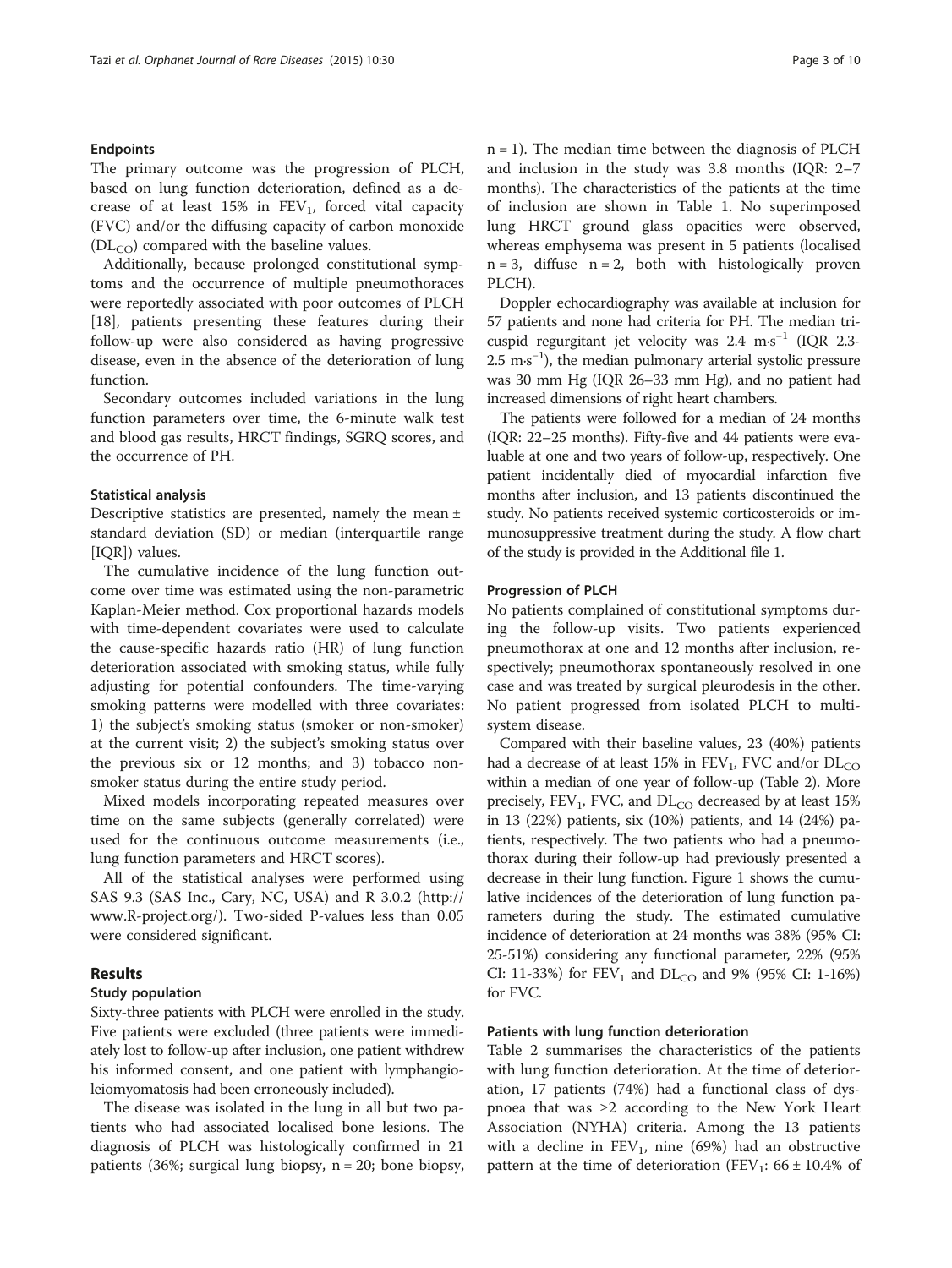#### Endpoints

The primary outcome was the progression of PLCH, based on lung function deterioration, defined as a decrease of at least 15% in $FEV_1$, forced vital capacity (FVC) and/or the diffusing capacity of carbon monoxide ($DL_{CO}$) compared with the baseline values.

Additionally, because prolonged constitutional symptoms and the occurrence of multiple pneumothoraces were reportedly associated with poor outcomes of PLCH [18], patients presenting these features during their follow-up were also considered as having progressive disease, even in the absence of the deterioration of lung function.

Secondary outcomes included variations in the lung function parameters over time, the 6-minute walk test and blood gas results, HRCT findings, SGRQ scores, and the occurrence of PH.

#### Statistical analysis

Descriptive statistics are presented, namely the mean ± standard deviation (SD) or median (interquartile range [IQR]) values.

The cumulative incidence of the lung function outcome over time was estimated using the non-parametric Kaplan-Meier method. Cox proportional hazards models with time-dependent covariates were used to calculate the cause-specific hazards ratio (HR) of lung function deterioration associated with smoking status, while fully adjusting for potential confounders. The time-varying smoking patterns were modelled with three covariates: 1) the subject's smoking status (smoker or non-smoker) at the current visit; 2) the subject's smoking status over the previous six or 12 months; and 3) tobacco non-smoker status during the entire study period.

Mixed models incorporating repeated measures over time on the same subjects (generally correlated) were used for the continuous outcome measurements (i.e., lung function parameters and HRCT scores).

All of the statistical analyses were performed using SAS 9.3 (SAS Inc., Cary, NC, USA) and R 3.0.2 (http://www.R-project.org/). Two-sided P-values less than 0.05 were considered significant.

## Results

#### Study population

Sixty-three patients with PLCH were enrolled in the study. Five patients were excluded (three patients were immediately lost to follow-up after inclusion, one patient withdrew his informed consent, and one patient with lymphangioleiomyomatosis had been erroneously included).

The disease was isolated in the lung in all but two patients who had associated localised bone lesions. The diagnosis of PLCH was histologically confirmed in 21 patients (36%; surgical lung biopsy, n = 20; bone biopsy, n = 1). The median time between the diagnosis of PLCH and inclusion in the study was 3.8 months (IQR: 2–7 months). The characteristics of the patients at the time of inclusion are shown in Table 1. No superimposed lung HRCT ground glass opacities were observed, whereas emphysema was present in 5 patients (localised n = 3, diffuse n = 2, both with histologically proven PLCH).

Doppler echocardiography was available at inclusion for 57 patients and none had criteria for PH. The median tricuspid regurgitant jet velocity was 2.4 $m \cdot s^{-1}$ (IQR 2.3-2.5 $m \cdot s^{-1}$), the median pulmonary arterial systolic pressure was 30 mm Hg (IQR 26–33 mm Hg), and no patient had increased dimensions of right heart chambers.

The patients were followed for a median of 24 months (IQR: 22–25 months). Fifty-five and 44 patients were evaluable at one and two years of follow-up, respectively. One patient incidentally died of myocardial infarction five months after inclusion, and 13 patients discontinued the study. No patients received systemic corticosteroids or immunosuppressive treatment during the study. A flow chart of the study is provided in the Additional file 1.

#### Progression of PLCH

No patients complained of constitutional symptoms during the follow-up visits. Two patients experienced pneumothorax at one and 12 months after inclusion, respectively; pneumothorax spontaneously resolved in one case and was treated by surgical pleurodesis in the other. No patient progressed from isolated PLCH to multisystem disease.

Compared with their baseline values, 23 (40%) patients had a decrease of at least 15% in $FEV_1$, FVC and/or $DL_{CO}$ within a median of one year of follow-up (Table 2). More precisely, $FEV_1$, FVC, and $DL_{CO}$ decreased by at least 15% in 13 (22%) patients, six (10%) patients, and 14 (24%) patients, respectively. The two patients who had a pneumothorax during their follow-up had previously presented a decrease in their lung function. Figure 1 shows the cumulative incidences of the deterioration of lung function parameters during the study. The estimated cumulative incidence of deterioration at 24 months was 38% (95% CI: 25-51%) considering any functional parameter, 22% (95% CI: 11-33%) for $FEV_1$ and $DL_{CO}$ and 9% (95% CI: 1-16%) for FVC.

#### Patients with lung function deterioration

Table 2 summarises the characteristics of the patients with lung function deterioration. At the time of deterioration, 17 patients (74%) had a functional class of dyspnoea that was ≥2 according to the New York Heart Association (NYHA) criteria. Among the 13 patients with a decline in $FEV_1$, nine (69%) had an obstructive pattern at the time of deterioration ($FEV_1$: 66 ± 10.4% of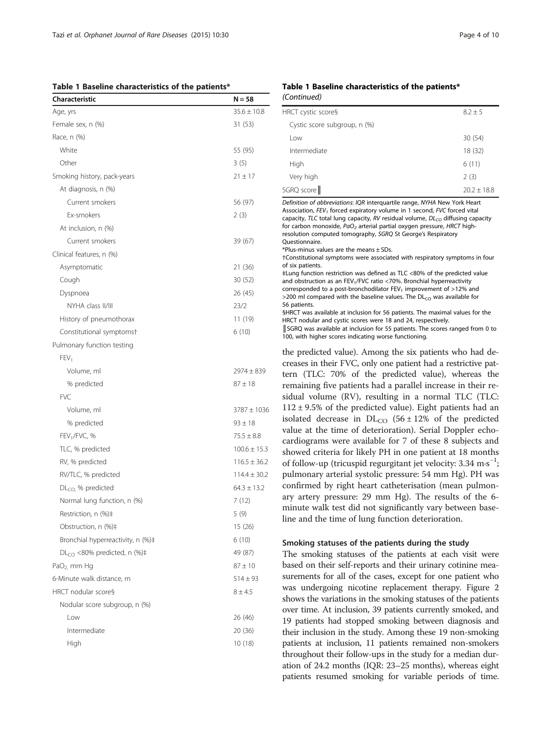**Table 1 Baseline characteristics of the patients***

| Characteristic | N = 58 |
|---|---|
| Age, yrs | 35.6 ± 10.8 |
| Female sex, n (%) | 31 (53) |
| Race, n (%) | |
| White | 55 (95) |
| Other | 3 (5) |
| Smoking history, pack-years | 21 ± 17 |
| At diagnosis, n (%) | |
| Current smokers | 56 (97) |
| Ex-smokers | 2 (3) |
| At inclusion, n (%) | |
| Current smokers | 39 (67) |
| Clinical features, n (%) | |
| Asymptomatic | 21 (36) |
| Cough | 30 (52) |
| Dyspnoea | 26 (45) |
| NYHA class II/III | 23/2 |
| History of pneumothorax | 11 (19) |
| Constitutional symptoms† | 6 (10) |
| Pulmonary function testing | |
| $FEV_1$ | |
| Volume, ml | 2974 ± 839 |
| % predicted | 87 ± 18 |
| FVC | |
| Volume, ml | 3787 ± 1036 |
| % predicted | 93 ± 18 |
| $FEV_1$/FVC, % | 75.5 ± 8.8 |
| TLC, % predicted | 100.6 ± 15.3 |
| RV, % predicted | 116.5 ± 36.2 |
| RV/TLC, % predicted | 114.4 ± 30.2 |
| $DL_{CO}$, % predicted | 64.3 ± 13.2 |
| Normal lung function, n (%) | 7 (12) |
| Restriction, n (%)‡ | 5 (9) |
| Obstruction, n (%)‡ | 15 (26) |
| Bronchial hyperreactivity, n (%)‡ | 6 (10) |
| $DL_{CO}$ <80% predicted, n (%)‡ | 49 (87) |
| $PaO_2$, mm Hg | 87 ± 10 |
| 6-Minute walk distance, m | 514 ± 93 |
| HRCT nodular score§ | 8 ± 4.5 |
| Nodular score subgroup, n (%) | |
| Low | 26 (46) |
| Intermediate | 20 (36) |
| High | 10 (18) |
| HRCT cystic score§ | 8.2 ± 5 |
| Cystic score subgroup, n (%) | |
| Low | 30 (54) |
| Intermediate | 18 (32) |
| High | 6 (11) |
| Very high | 2 (3) |
| SGRQ score‖ | 20.2 ± 18.8 |

*Definition of abbreviations*: *IQR* interquartile range, *NYHA* New York Heart Association, *$FEV_1$* forced expiratory volume in 1 second, *FVC* forced vital capacity, *TLC* total lung capacity, *RV* residual volume, *$DL_{CO}$* diffusing capacity for carbon monoxide, *$PaO_2$* arterial partial oxygen pressure, *HRCT* high-resolution computed tomography, *SGRQ* St George's Respiratory Questionnaire.
*Plus-minus values are the means ± SDs.
†Constitutional symptoms were associated with respiratory symptoms in four of six patients.
‡Lung function restriction was defined as TLC <80% of the predicted value and obstruction as an $FEV_1$/FVC ratio <70%. Bronchial hyperreactivity corresponded to a post-bronchodilator $FEV_1$ improvement of >12% and >200 ml compared with the baseline values. The $DL_{CO}$ was available for 56 patients.
§HRCT was available at inclusion for 56 patients. The maximal values for the HRCT nodular and cystic scores were 18 and 24, respectively.
‖SGRQ was available at inclusion for 55 patients. The scores ranged from 0 to 100, with higher scores indicating worse functioning.

the predicted value). Among the six patients who had decreases in their FVC, only one patient had a restrictive pattern (TLC: 70% of the predicted value), whereas the remaining five patients had a parallel increase in their residual volume (RV), resulting in a normal TLC (TLC: 112 ± 9.5% of the predicted value). Eight patients had an isolated decrease in $DL_{CO}$ (56 ± 12% of the predicted value at the time of deterioration). Serial Doppler echocardiograms were available for 7 of these 8 subjects and showed criteria for likely PH in one patient at 18 months of follow-up (tricuspid regurgitant jet velocity: 3.34 $m \cdot s^{-1}$; pulmonary arterial systolic pressure: 54 mm Hg). PH was confirmed by right heart catheterisation (mean pulmonary artery pressure: 29 mm Hg). The results of the 6-minute walk test did not significantly vary between baseline and the time of lung function deterioration.

### Smoking statuses of the patients during the study

The smoking statuses of the patients at each visit were based on their self-reports and their urinary cotinine measurements for all of the cases, except for one patient who was undergoing nicotine replacement therapy. Figure 2 shows the variations in the smoking statuses of the patients over time. At inclusion, 39 patients currently smoked, and 19 patients had stopped smoking between diagnosis and their inclusion in the study. Among these 19 non-smoking patients at inclusion, 11 patients remained non-smokers throughout their follow-ups in the study for a median duration of 24.2 months (IQR: 23–25 months), whereas eight patients resumed smoking for variable periods of time.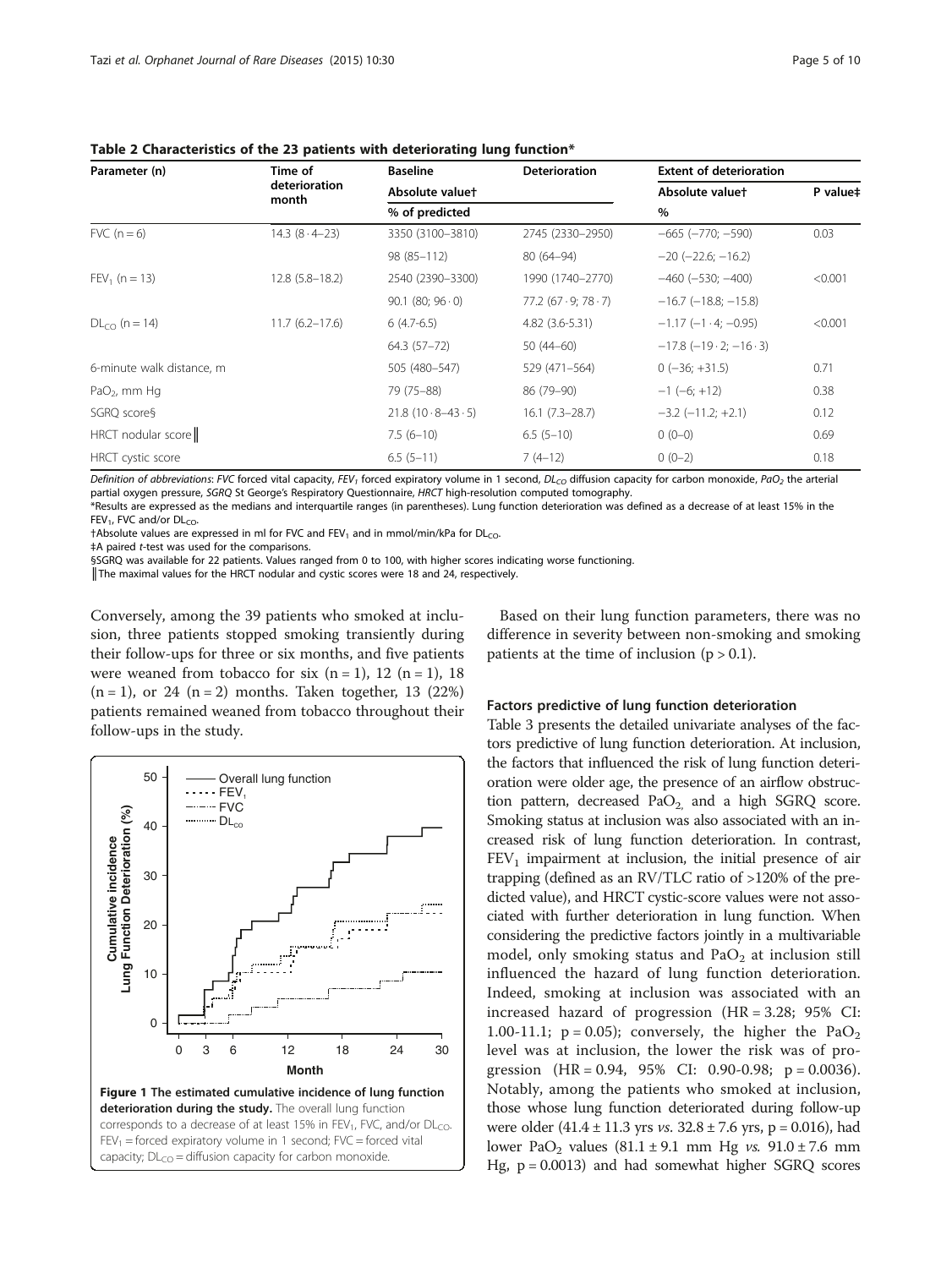**Table 2 Characteristics of the 23 patients with deteriorating lung function***

| Parameter (n) | Time of deterioration month | Baseline | Deterioration | Extent of deterioration | |
|---|---|---|---|---|---|
| | | Absolute value† | | Absolute value† | P value‡ |
| | | % of predicted | | % | |
| FVC (n = 6) | 14.3 (8 · 4–23) | 3350 (3100–3810) | 2745 (2330–2950) | −665 (−770; −590) | 0.03 |
| | | 98 (85–112) | 80 (64–94) | −20 (−22.6; −16.2) | |
| $FEV_1$ (n = 13) | 12.8 (5.8–18.2) | 2540 (2390–3300) | 1990 (1740–2770) | −460 (−530; −400) | <0.001 |
| | | 90.1 (80; 96 · 0) | 77.2 (67 · 9; 78 · 7) | −16.7 (−18.8; −15.8) | |
| $DL_{CO}$ (n = 14) | 11.7 (6.2–17.6) | 6 (4.7-6.5) | 4.82 (3.6-5.31) | −1.17 (−1 · 4; −0.95) | <0.001 |
| | | 64.3 (57–72) | 50 (44–60) | −17.8 (−19 · 2; −16 · 3) | |
| 6-minute walk distance, m | | 505 (480–547) | 529 (471–564) | 0 (−36; +31.5) | 0.71 |
| $PaO_2$, mm Hg | | 79 (75–88) | 86 (79–90) | −1 (−6; +12) | 0.38 |
| SGRQ score§ | | 21.8 (10 · 8–43 · 5) | 16.1 (7.3–28.7) | −3.2 (−11.2; +2.1) | 0.12 |
| HRCT nodular score‖ | | 7.5 (6–10) | 6.5 (5–10) | 0 (0–0) | 0.69 |
| HRCT cystic score | | 6.5 (5–11) | 7 (4–12) | 0 (0–2) | 0.18 |

*Definition of abbreviations*: *FVC* forced vital capacity, $FEV_1$ forced expiratory volume in 1 second, $DL_{CO}$ diffusion capacity for carbon monoxide, $PaO_2$ the arterial partial oxygen pressure, *SGRQ* St George's Respiratory Questionnaire, *HRCT* high-resolution computed tomography.

*Results are expressed as the medians and interquartile ranges (in parentheses). Lung function deterioration was defined as a decrease of at least 15% in the $FEV_1$, FVC and/or $DL_{CO}$.

†Absolute values are expressed in ml for FVC and $FEV_1$ and in mmol/min/kPa for $DL_{CO}$.

‡A paired *t*-test was used for the comparisons.

§SGRQ was available for 22 patients. Values ranged from 0 to 100, with higher scores indicating worse functioning.

‖The maximal values for the HRCT nodular and cystic scores were 18 and 24, respectively.

Conversely, among the 39 patients who smoked at inclusion, three patients stopped smoking transiently during their follow-ups for three or six months, and five patients were weaned from tobacco for six (n = 1), 12 (n = 1), 18 (n = 1), or 24 (n = 2) months. Taken together, 13 (22%) patients remained weaned from tobacco throughout their follow-ups in the study.

**Figure 1 The estimated cumulative incidence of lung function deterioration during the study.** The overall lung function corresponds to a decrease of at least 15% in $FEV_1$, FVC, and/or $DL_{CO}$. $FEV_1$ = forced expiratory volume in 1 second; FVC = forced vital capacity; $DL_{CO}$ = diffusion capacity for carbon monoxide.

Based on their lung function parameters, there was no difference in severity between non-smoking and smoking patients at the time of inclusion ($p > 0.1$).

### Factors predictive of lung function deterioration

Table 3 presents the detailed univariate analyses of the factors predictive of lung function deterioration. At inclusion, the factors that influenced the risk of lung function deterioration were older age, the presence of an airflow obstruction pattern, decreased $PaO_2$, and a high SGRQ score. Smoking status at inclusion was also associated with an increased risk of lung function deterioration. In contrast, $FEV_1$ impairment at inclusion, the initial presence of air trapping (defined as an RV/TLC ratio of >120% of the predicted value), and HRCT cystic-score values were not associated with further deterioration in lung function. When considering the predictive factors jointly in a multivariable model, only smoking status and $PaO_2$ at inclusion still influenced the hazard of lung function deterioration. Indeed, smoking at inclusion was associated with an increased hazard of progression (HR = 3.28; 95% CI: 1.00-11.1; $p = 0.05$); conversely, the higher the $PaO_2$ level was at inclusion, the lower the risk was of progression (HR = 0.94, 95% CI: 0.90-0.98; $p = 0.0036$). Notably, among the patients who smoked at inclusion, those whose lung function deteriorated during follow-up were older (41.4 ± 11.3 yrs *vs*. 32.8 ± 7.6 yrs, $p = 0.016$), had lower $PaO_2$ values (81.1 ± 9.1 mm Hg *vs*. 91.0 ± 7.6 mm Hg, $p = 0.0013$) and had somewhat higher SGRQ scores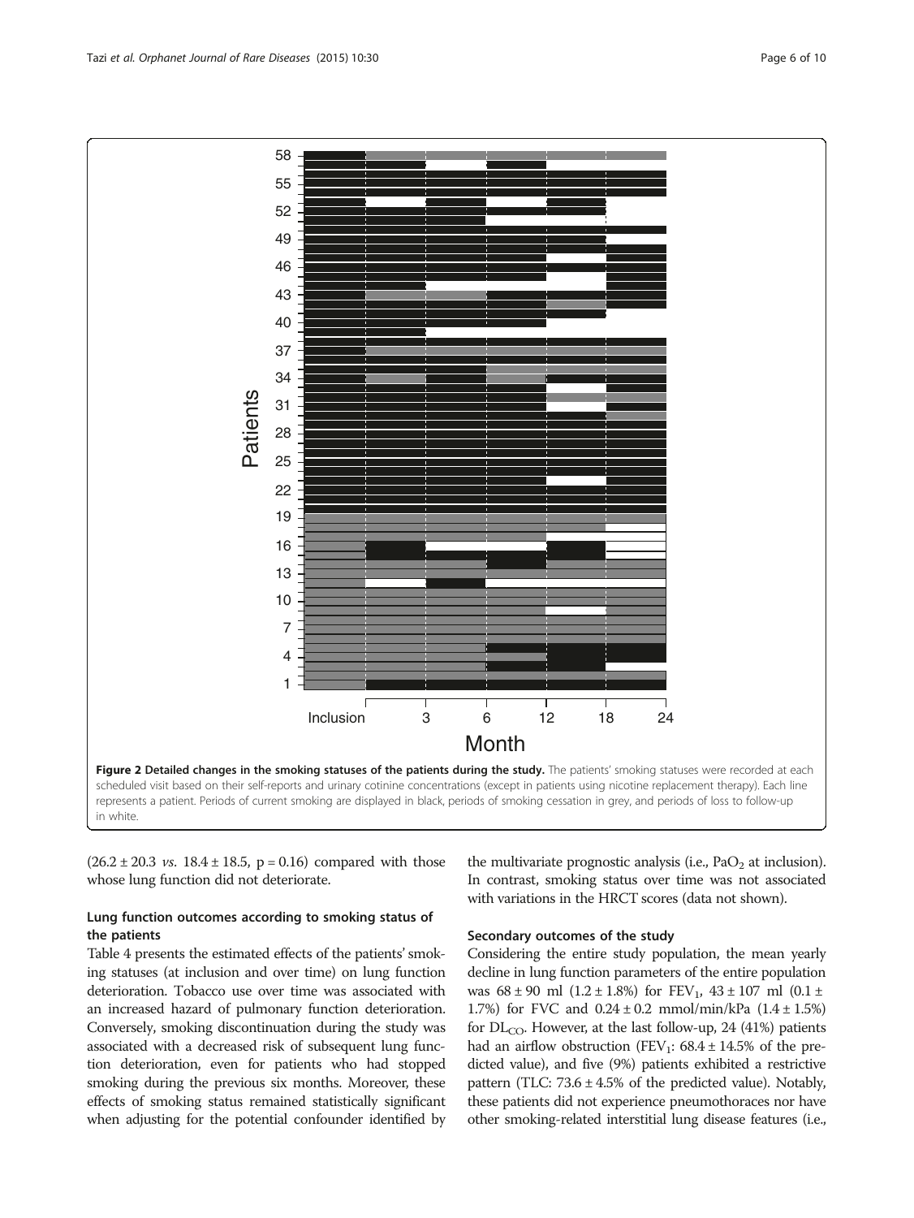**Figure 2 Detailed changes in the smoking statuses of the patients during the study.** The patients' smoking statuses were recorded at each scheduled visit based on their self-reports and urinary cotinine concentrations (except in patients using nicotine replacement therapy). Each line represents a patient. Periods of current smoking are displayed in black, periods of smoking cessation in grey, and periods of loss to follow-up in white.

(26.2 ± 20.3 *vs.* 18.4 ± 18.5, p = 0.16) compared with those whose lung function did not deteriorate.

### Lung function outcomes according to smoking status of the patients

Table 4 presents the estimated effects of the patients' smoking statuses (at inclusion and over time) on lung function deterioration. Tobacco use over time was associated with an increased hazard of pulmonary function deterioration. Conversely, smoking discontinuation during the study was associated with a decreased risk of subsequent lung function deterioration, even for patients who had stopped smoking during the previous six months. Moreover, these effects of smoking status remained statistically significant when adjusting for the potential confounder identified by the multivariate prognostic analysis (i.e., $PaO_2$ at inclusion). In contrast, smoking status over time was not associated with variations in the HRCT scores (data not shown).

### Secondary outcomes of the study

Considering the entire study population, the mean yearly decline in lung function parameters of the entire population was 68 ± 90 ml (1.2 ± 1.8%) for $FEV_1$, 43 ± 107 ml (0.1 ± 1.7%) for FVC and 0.24 ± 0.2 mmol/min/kPa (1.4 ± 1.5%) for $DL_{CO}$. However, at the last follow-up, 24 (41%) patients had an airflow obstruction ($FEV_1$: 68.4 ± 14.5% of the predicted value), and five (9%) patients exhibited a restrictive pattern (TLC: 73.6 ± 4.5% of the predicted value). Notably, these patients did not experience pneumothoraces nor have other smoking-related interstitial lung disease features (i.e.,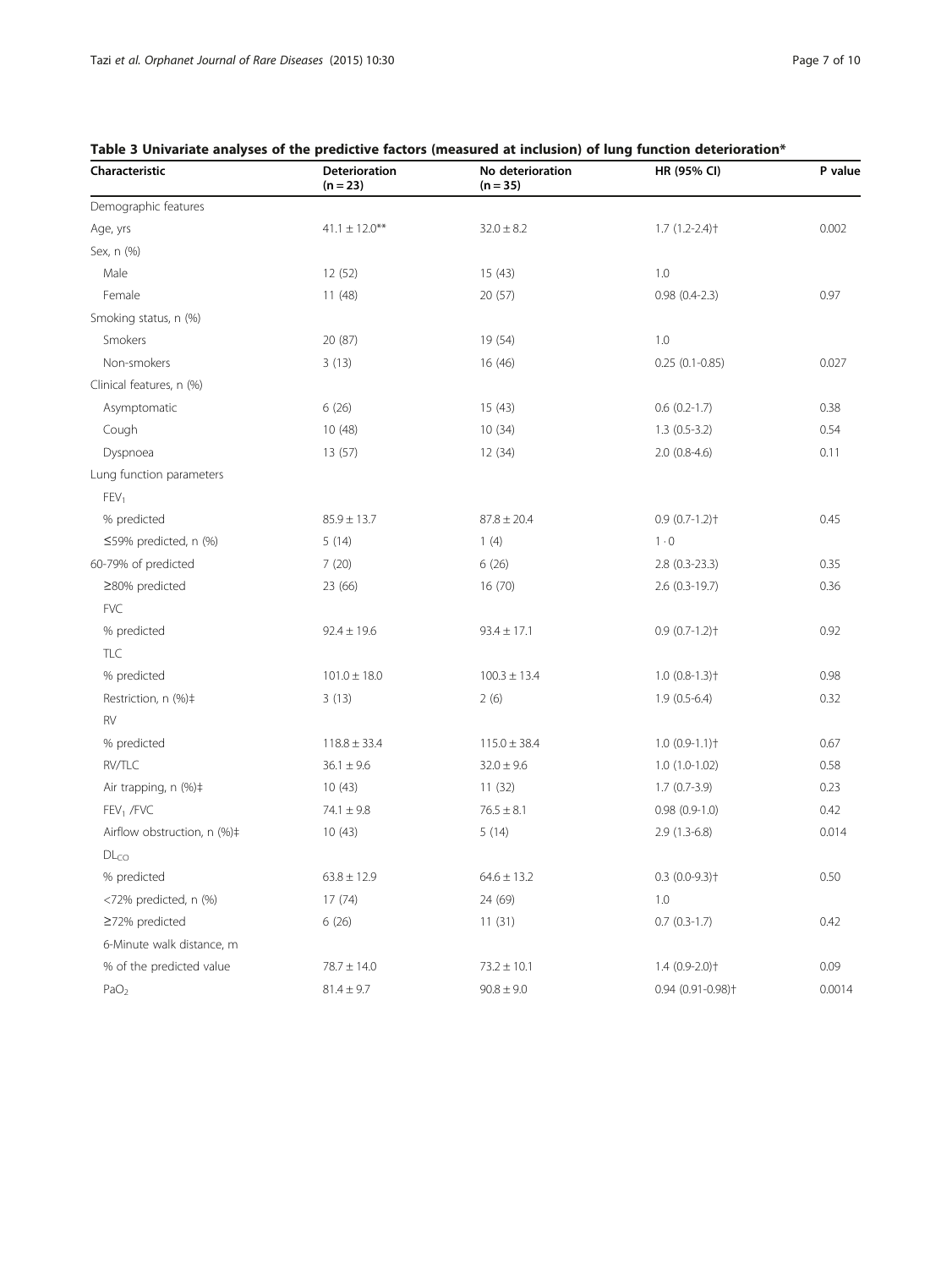**Table 3 Univariate analyses of the predictive factors (measured at inclusion) of lung function deterioration***

| Characteristic | Deterioration (n = 23) | No deterioration (n = 35) | HR (95% CI) | P value |
|---|---|---|---|---|
| Demographic features | | | | |
| Age, yrs | 41.1 ± 12.0** | 32.0 ± 8.2 | 1.7 (1.2-2.4)† | 0.002 |
| Sex, n (%) | | | | |
| Male | 12 (52) | 15 (43) | 1.0 | |
| Female | 11 (48) | 20 (57) | 0.98 (0.4-2.3) | 0.97 |
| Smoking status, n (%) | | | | |
| Smokers | 20 (87) | 19 (54) | 1.0 | |
| Non-smokers | 3 (13) | 16 (46) | 0.25 (0.1-0.85) | 0.027 |
| Clinical features, n (%) | | | | |
| Asymptomatic | 6 (26) | 15 (43) | 0.6 (0.2-1.7) | 0.38 |
| Cough | 10 (48) | 10 (34) | 1.3 (0.5-3.2) | 0.54 |
| Dyspnoea | 13 (57) | 12 (34) | 2.0 (0.8-4.6) | 0.11 |
| Lung function parameters | | | | |
| $FEV_1$ | | | | |
| % predicted | 85.9 ± 13.7 | 87.8 ± 20.4 | 0.9 (0.7-1.2)† | 0.45 |
| ≤59% predicted, n (%) | 5 (14) | 1 (4) | 1·0 | |
| 60-79% of predicted | 7 (20) | 6 (26) | 2.8 (0.3-23.3) | 0.35 |
| ≥80% predicted | 23 (66) | 16 (70) | 2.6 (0.3-19.7) | 0.36 |
| FVC | | | | |
| % predicted | 92.4 ± 19.6 | 93.4 ± 17.1 | 0.9 (0.7-1.2)† | 0.92 |
| TLC | | | | |
| % predicted | 101.0 ± 18.0 | 100.3 ± 13.4 | 1.0 (0.8-1.3)† | 0.98 |
| Restriction, n (%)‡ | 3 (13) | 2 (6) | 1.9 (0.5-6.4) | 0.32 |
| RV | | | | |
| % predicted | 118.8 ± 33.4 | 115.0 ± 38.4 | 1.0 (0.9-1.1)† | 0.67 |
| RV/TLC | 36.1 ± 9.6 | 32.0 ± 9.6 | 1.0 (1.0-1.02) | 0.58 |
| Air trapping, n (%)‡ | 10 (43) | 11 (32) | 1.7 (0.7-3.9) | 0.23 |
| $FEV_1$ /FVC | 74.1 ± 9.8 | 76.5 ± 8.1 | 0.98 (0.9-1.0) | 0.42 |
| Airflow obstruction, n (%)‡ | 10 (43) | 5 (14) | 2.9 (1.3-6.8) | 0.014 |
| $DL_{CO}$ | | | | |
| % predicted | 63.8 ± 12.9 | 64.6 ± 13.2 | 0.3 (0.0-9.3)† | 0.50 |
| <72% predicted, n (%) | 17 (74) | 24 (69) | 1.0 | |
| ≥72% predicted | 6 (26) | 11 (31) | 0.7 (0.3-1.7) | 0.42 |
| 6-Minute walk distance, m | | | | |
| % of the predicted value | 78.7 ± 14.0 | 73.2 ± 10.1 | 1.4 (0.9-2.0)† | 0.09 |
| $PaO_2$ | 81.4 ± 9.7 | 90.8 ± 9.0 | 0.94 (0.91-0.98)† | 0.0014 |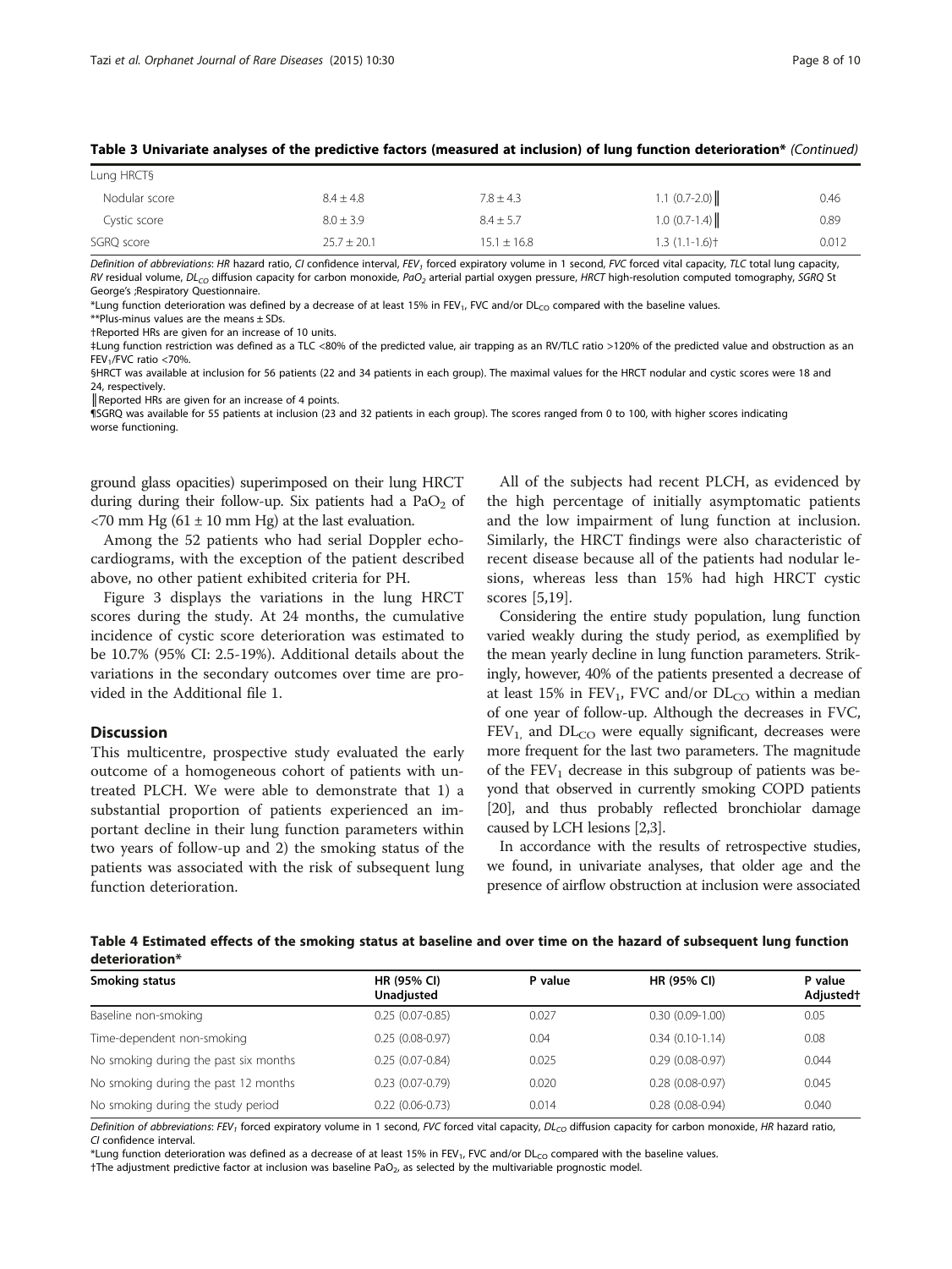**Table 3 Univariate analyses of the predictive factors (measured at inclusion) of lung function deterioration*** *(Continued)*

| | | | | |
|---|---|---|---|---|
| Lung HRCT§ | | | | |
| Nodular score | 8.4 ± 4.8 | 7.8 ± 4.3 | 1.1 (0.7-2.0)‖ | 0.46 |
| Cystic score | 8.0 ± 3.9 | 8.4 ± 5.7 | 1.0 (0.7-1.4)‖ | 0.89 |
| SGRQ score | 25.7 ± 20.1 | 15.1 ± 16.8 | 1.3 (1.1-1.6)† | 0.012 |

*Definition of abbreviations*: *HR* hazard ratio, *CI* confidence interval, *FEV*$_1$ forced expiratory volume in 1 second, *FVC* forced vital capacity, *TLC* total lung capacity, *RV* residual volume, *DL*$_{CO}$ diffusion capacity for carbon monoxide, *PaO*$_2$ arterial partial oxygen pressure, *HRCT* high-resolution computed tomography, *SGRQ* St George's ;Respiratory Questionnaire.

*Lung function deterioration was defined by a decrease of at least 15% in FEV$_1$, FVC and/or DL$_{CO}$ compared with the baseline values.

**Plus-minus values are the means ± SDs.

†Reported HRs are given for an increase of 10 units.

‡Lung function restriction was defined as a TLC <80% of the predicted value, air trapping as an RV/TLC ratio >120% of the predicted value and obstruction as an FEV$_1$/FVC ratio <70%.

§HRCT was available at inclusion for 56 patients (22 and 34 patients in each group). The maximal values for the HRCT nodular and cystic scores were 18 and 24, respectively.

‖Reported HRs are given for an increase of 4 points.

¶SGRQ was available for 55 patients at inclusion (23 and 32 patients in each group). The scores ranged from 0 to 100, with higher scores indicating worse functioning.

ground glass opacities) superimposed on their lung HRCT during during their follow-up. Six patients had a PaO$_2$ of <70 mm Hg (61 ± 10 mm Hg) at the last evaluation.

Among the 52 patients who had serial Doppler echocardiograms, with the exception of the patient described above, no other patient exhibited criteria for PH.

Figure 3 displays the variations in the lung HRCT scores during the study. At 24 months, the cumulative incidence of cystic score deterioration was estimated to be 10.7% (95% CI: 2.5-19%). Additional details about the variations in the secondary outcomes over time are provided in the Additional file 1.

## Discussion

This multicentre, prospective study evaluated the early outcome of a homogeneous cohort of patients with untreated PLCH. We were able to demonstrate that 1) a substantial proportion of patients experienced an important decline in their lung function parameters within two years of follow-up and 2) the smoking status of the patients was associated with the risk of subsequent lung function deterioration.

All of the subjects had recent PLCH, as evidenced by the high percentage of initially asymptomatic patients and the low impairment of lung function at inclusion. Similarly, the HRCT findings were also characteristic of recent disease because all of the patients had nodular lesions, whereas less than 15% had high HRCT cystic scores [5,19].

Considering the entire study population, lung function varied weakly during the study period, as exemplified by the mean yearly decline in lung function parameters. Strikingly, however, 40% of the patients presented a decrease of at least 15% in FEV$_1$, FVC and/or DL$_{CO}$ within a median of one year of follow-up. Although the decreases in FVC, FEV$_1$, and DL$_{CO}$ were equally significant, decreases were more frequent for the last two parameters. The magnitude of the FEV$_1$ decrease in this subgroup of patients was beyond that observed in currently smoking COPD patients [20], and thus probably reflected bronchiolar damage caused by LCH lesions [2,3].

In accordance with the results of retrospective studies, we found, in univariate analyses, that older age and the presence of airflow obstruction at inclusion were associated

**Table 4 Estimated effects of the smoking status at baseline and over time on the hazard of subsequent lung function deterioration***

| Smoking status | HR (95% CI) Unadjusted | P value | HR (95% CI) | P value Adjusted† |
|---|---|---|---|---|
| Baseline non-smoking | 0.25 (0.07-0.85) | 0.027 | 0.30 (0.09-1.00) | 0.05 |
| Time-dependent non-smoking | 0.25 (0.08-0.97) | 0.04 | 0.34 (0.10-1.14) | 0.08 |
| No smoking during the past six months | 0.25 (0.07-0.84) | 0.025 | 0.29 (0.08-0.97) | 0.044 |
| No smoking during the past 12 months | 0.23 (0.07-0.79) | 0.020 | 0.28 (0.08-0.97) | 0.045 |
| No smoking during the study period | 0.22 (0.06-0.73) | 0.014 | 0.28 (0.08-0.94) | 0.040 |

*Definition of abbreviations*: *FEV*$_1$ forced expiratory volume in 1 second, *FVC* forced vital capacity, *DL*$_{CO}$ diffusion capacity for carbon monoxide, *HR* hazard ratio, *CI* confidence interval.

*Lung function deterioration was defined as a decrease of at least 15% in FEV$_1$, FVC and/or DL$_{CO}$ compared with the baseline values.

†The adjustment predictive factor at inclusion was baseline PaO$_2$, as selected by the multivariable prognostic model.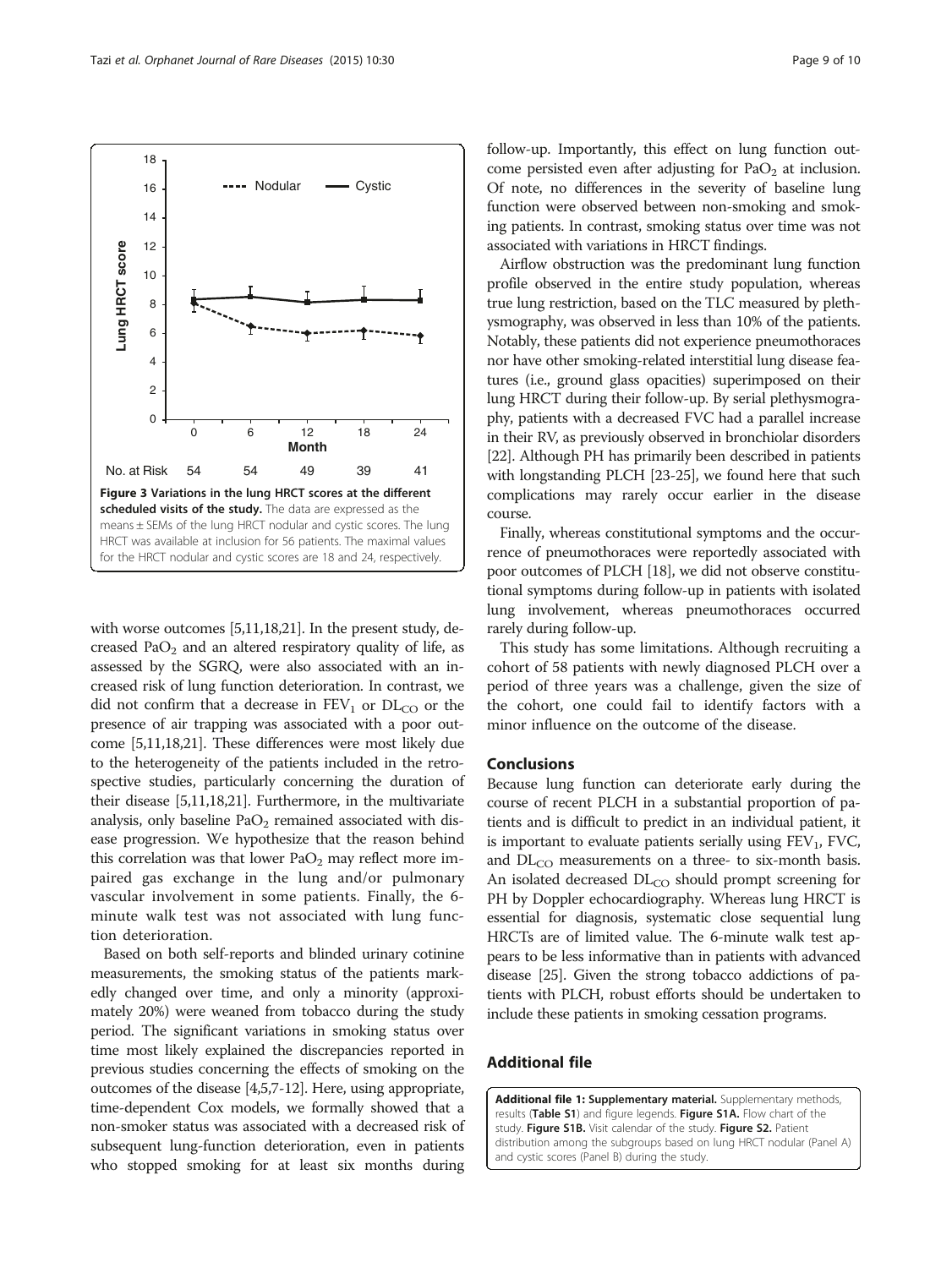Figure 3 Variations in the lung HRCT scores at the different scheduled visits of the study. The data are expressed as the means ± SEMs of the lung HRCT nodular and cystic scores. The lung HRCT was available at inclusion for 56 patients. The maximal values for the HRCT nodular and cystic scores are 18 and 24, respectively.

with worse outcomes [5,11,18,21]. In the present study, decreased $PaO_2$ and an altered respiratory quality of life, as assessed by the SGRQ, were also associated with an increased risk of lung function deterioration. In contrast, we did not confirm that a decrease in $FEV_1$ or $DL_{CO}$ or the presence of air trapping was associated with a poor outcome [5,11,18,21]. These differences were most likely due to the heterogeneity of the patients included in the retrospective studies, particularly concerning the duration of their disease [5,11,18,21]. Furthermore, in the multivariate analysis, only baseline $PaO_2$ remained associated with disease progression. We hypothesize that the reason behind this correlation was that lower $PaO_2$ may reflect more impaired gas exchange in the lung and/or pulmonary vascular involvement in some patients. Finally, the 6-minute walk test was not associated with lung function deterioration.

Based on both self-reports and blinded urinary cotinine measurements, the smoking status of the patients markedly changed over time, and only a minority (approximately 20%) were weaned from tobacco during the study period. The significant variations in smoking status over time most likely explained the discrepancies reported in previous studies concerning the effects of smoking on the outcomes of the disease [4,5,7-12]. Here, using appropriate, time-dependent Cox models, we formally showed that a non-smoker status was associated with a decreased risk of subsequent lung-function deterioration, even in patients who stopped smoking for at least six months during follow-up. Importantly, this effect on lung function outcome persisted even after adjusting for $PaO_2$ at inclusion. Of note, no differences in the severity of baseline lung function were observed between non-smoking and smoking patients. In contrast, smoking status over time was not associated with variations in HRCT findings.

Airflow obstruction was the predominant lung function profile observed in the entire study population, whereas true lung restriction, based on the TLC measured by plethysmography, was observed in less than 10% of the patients. Notably, these patients did not experience pneumothoraces nor have other smoking-related interstitial lung disease features (i.e., ground glass opacities) superimposed on their lung HRCT during their follow-up. By serial plethysmography, patients with a decreased FVC had a parallel increase in their RV, as previously observed in bronchiolar disorders [22]. Although PH has primarily been described in patients with longstanding PLCH [23-25], we found here that such complications may rarely occur earlier in the disease course.

Finally, whereas constitutional symptoms and the occurrence of pneumothoraces were reportedly associated with poor outcomes of PLCH [18], we did not observe constitutional symptoms during follow-up in patients with isolated lung involvement, whereas pneumothoraces occurred rarely during follow-up.

This study has some limitations. Although recruiting a cohort of 58 patients with newly diagnosed PLCH over a period of three years was a challenge, given the size of the cohort, one could fail to identify factors with a minor influence on the outcome of the disease.

## Conclusions

Because lung function can deteriorate early during the course of recent PLCH in a substantial proportion of patients and is difficult to predict in an individual patient, it is important to evaluate patients serially using $FEV_1$, FVC, and $DL_{CO}$ measurements on a three- to six-month basis. An isolated decreased $DL_{CO}$ should prompt screening for PH by Doppler echocardiography. Whereas lung HRCT is essential for diagnosis, systematic close sequential lung HRCTs are of limited value. The 6-minute walk test appears to be less informative than in patients with advanced disease [25]. Given the strong tobacco addictions of patients with PLCH, robust efforts should be undertaken to include these patients in smoking cessation programs.

## Additional file

**Additional file 1: Supplementary material.** Supplementary methods, results (**Table S1**) and figure legends. **Figure S1A.** Flow chart of the study. **Figure S1B.** Visit calendar of the study. **Figure S2.** Patient distribution among the subgroups based on lung HRCT nodular (Panel A) and cystic scores (Panel B) during the study.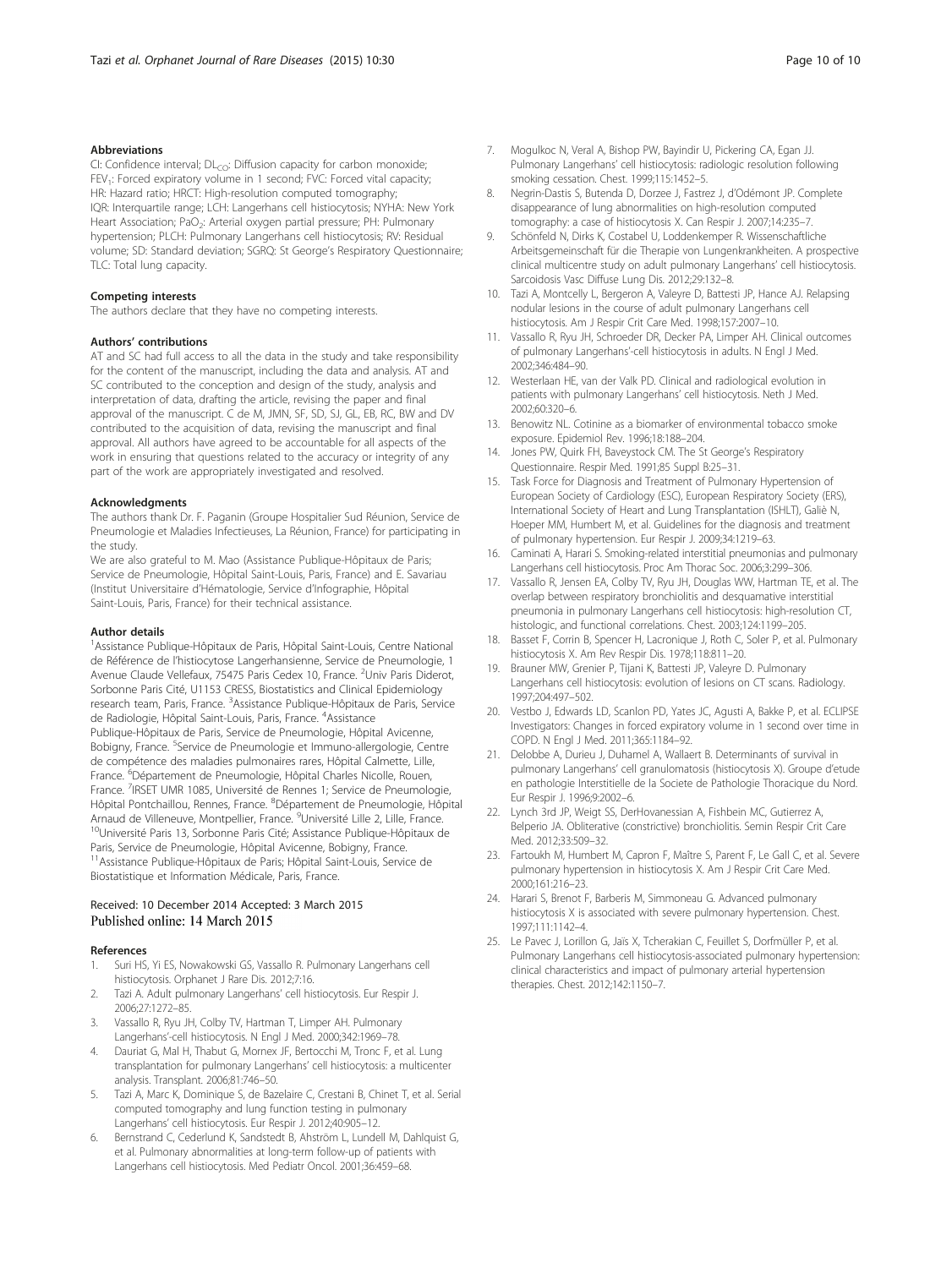#### Abbreviations

CI: Confidence interval; $DL_{CO}$: Diffusion capacity for carbon monoxide; $FEV_1$: Forced expiratory volume in 1 second; FVC: Forced vital capacity; HR: Hazard ratio; HRCT: High-resolution computed tomography; IQR: Interquartile range; LCH: Langerhans cell histiocytosis; NYHA: New York Heart Association; $PaO_2$: Arterial oxygen partial pressure; PH: Pulmonary hypertension; PLCH: Pulmonary Langerhans cell histiocytosis; RV: Residual volume; SD: Standard deviation; SGRQ: St George's Respiratory Questionnaire; TLC: Total lung capacity.

#### Competing interests

The authors declare that they have no competing interests.

#### Authors' contributions

AT and SC had full access to all the data in the study and take responsibility for the content of the manuscript, including the data and analysis. AT and SC contributed to the conception and design of the study, analysis and interpretation of data, drafting the article, revising the paper and final approval of the manuscript. C de M, JMN, SF, SD, SJ, GL, EB, RC, BW and DV contributed to the acquisition of data, revising the manuscript and final approval. All authors have agreed to be accountable for all aspects of the work in ensuring that questions related to the accuracy or integrity of any part of the work are appropriately investigated and resolved.

#### Acknowledgments

The authors thank Dr. F. Paganin (Groupe Hospitalier Sud Réunion, Service de Pneumologie et Maladies Infectieuses, La Réunion, France) for participating in the study.

We are also grateful to M. Mao (Assistance Publique-Hôpitaux de Paris; Service de Pneumologie, Hôpital Saint-Louis, Paris, France) and E. Savariau (Institut Universitaire d'Hématologie, Service d'Infographie, Hôpital Saint-Louis, Paris, France) for their technical assistance.

#### Author details

[1]Assistance Publique-Hôpitaux de Paris, Hôpital Saint-Louis, Centre National de Référence de l'histiocytose Langerhansienne, Service de Pneumologie, 1 Avenue Claude Vellefaux, 75475 Paris Cedex 10, France. [2]Univ Paris Diderot, Sorbonne Paris Cité, U1153 CRESS, Biostatistics and Clinical Epidemiology research team, Paris, France. [3]Assistance Publique-Hôpitaux de Paris, Service de Radiologie, Hôpital Saint-Louis, Paris, France. [4]Assistance Publique-Hôpitaux de Paris, Service de Pneumologie, Hôpital Avicenne, Bobigny, France. [5]Service de Pneumologie et Immuno-allergologie, Centre de compétence des maladies pulmonaires rares, Hôpital Calmette, Lille, France. [6]Département de Pneumologie, Hôpital Charles Nicolle, Rouen, France. [7]IRSET UMR 1085, Université de Rennes 1; Service de Pneumologie, Hôpital Pontchaillou, Rennes, France. [8]Département de Pneumologie, Hôpital Arnaud de Villeneuve, Montpellier, France. [9]Université Lille 2, Lille, France. [10]Université Paris 13, Sorbonne Paris Cité; Assistance Publique-Hôpitaux de Paris, Service de Pneumologie, Hôpital Avicenne, Bobigny, France. [11]Assistance Publique-Hôpitaux de Paris; Hôpital Saint-Louis, Service de Biostatistique et Information Médicale, Paris, France.

Received: 10 December 2014 Accepted: 3 March 2015
Published online: 14 March 2015

#### References

1. Suri HS, Yi ES, Nowakowski GS, Vassallo R. Pulmonary Langerhans cell histiocytosis. Orphanet J Rare Dis. 2012;7:16.
2. Tazi A. Adult pulmonary Langerhans' cell histiocytosis. Eur Respir J. 2006;27:1272–85.
3. Vassallo R, Ryu JH, Colby TV, Hartman T, Limper AH. Pulmonary Langerhans'-cell histiocytosis. N Engl J Med. 2000;342:1969–78.
4. Dauriat G, Mal H, Thabut G, Mornex JF, Bertocchi M, Tronc F, et al. Lung transplantation for pulmonary Langerhans' cell histiocytosis: a multicenter analysis. Transplant. 2006;81:746–50.
5. Tazi A, Marc K, Dominique S, de Bazelaire C, Crestani B, Chinet T, et al. Serial computed tomography and lung function testing in pulmonary Langerhans' cell histiocytosis. Eur Respir J. 2012;40:905–12.
6. Bernstrand C, Cederlund K, Sandstedt B, Ahström L, Lundell M, Dahlquist G, et al. Pulmonary abnormalities at long-term follow-up of patients with Langerhans cell histiocytosis. Med Pediatr Oncol. 2001;36:459–68.
7. Mogulkoc N, Veral A, Bishop PW, Bayindir U, Pickering CA, Egan JJ. Pulmonary Langerhans' cell histiocytosis: radiologic resolution following smoking cessation. Chest. 1999;115:1452–5.
8. Negrin-Dastis S, Butenda D, Dorzee J, Fastrez J, d'Odémont JP. Complete disappearance of lung abnormalities on high-resolution computed tomography: a case of histiocytosis X. Can Respir J. 2007;14:235–7.
9. Schönfeld N, Dirks K, Costabel U, Loddenkemper R. Wissenschaftliche Arbeitsgemeinschaft für die Therapie von Lungenkrankheiten. A prospective clinical multicentre study on adult pulmonary Langerhans' cell histiocytosis. Sarcoidosis Vasc Diffuse Lung Dis. 2012;29:132–8.
10. Tazi A, Montcelly L, Bergeron A, Valeyre D, Battesti JP, Hance AJ. Relapsing nodular lesions in the course of adult pulmonary Langerhans cell histiocytosis. Am J Respir Crit Care Med. 1998;157:2007–10.
11. Vassallo R, Ryu JH, Schroeder DR, Decker PA, Limper AH. Clinical outcomes of pulmonary Langerhans'-cell histiocytosis in adults. N Engl J Med. 2002;346:484–90.
12. Westerlaan HE, van der Valk PD. Clinical and radiological evolution in patients with pulmonary Langerhans' cell histiocytosis. Neth J Med. 2002;60:320–6.
13. Benowitz NL. Cotinine as a biomarker of environmental tobacco smoke exposure. Epidemiol Rev. 1996;18:188–204.
14. Jones PW, Quirk FH, Baveystock CM. The St George's Respiratory Questionnaire. Respir Med. 1991;85 Suppl B:25–31.
15. Task Force for Diagnosis and Treatment of Pulmonary Hypertension of European Society of Cardiology (ESC), European Respiratory Society (ERS), International Society of Heart and Lung Transplantation (ISHLT), Galiè N, Hoeper MM, Humbert M, et al. Guidelines for the diagnosis and treatment of pulmonary hypertension. Eur Respir J. 2009;34:1219–63.
16. Caminati A, Harari S. Smoking-related interstitial pneumonias and pulmonary Langerhans cell histiocytosis. Proc Am Thorac Soc. 2006;3:299–306.
17. Vassallo R, Jensen EA, Colby TV, Ryu JH, Douglas WW, Hartman TE, et al. The overlap between respiratory bronchiolitis and desquamative interstitial pneumonia in pulmonary Langerhans cell histiocytosis: high-resolution CT, histologic, and functional correlations. Chest. 2003;124:1199–205.
18. Basset F, Corrin B, Spencer H, Lacronique J, Roth C, Soler P, et al. Pulmonary histiocytosis X. Am Rev Respir Dis. 1978;118:811–20.
19. Brauner MW, Grenier P, Tijani K, Battesti JP, Valeyre D. Pulmonary Langerhans cell histiocytosis: evolution of lesions on CT scans. Radiology. 1997;204:497–502.
20. Vestbo J, Edwards LD, Scanlon PD, Yates JC, Agusti A, Bakke P, et al. ECLIPSE Investigators: Changes in forced expiratory volume in 1 second over time in COPD. N Engl J Med. 2011;365:1184–92.
21. Delobbe A, Durieu J, Duhamel A, Wallaert B. Determinants of survival in pulmonary Langerhans' cell granulomatosis (histiocytosis X). Groupe d'etude en pathologie Interstitielle de la Societe de Pathologie Thoracique du Nord. Eur Respir J. 1996;9:2002–6.
22. Lynch 3rd JP, Weigt SS, DerHovanessian A, Fishbein MC, Gutierrez A, Belperio JA. Obliterative (constrictive) bronchiolitis. Semin Respir Crit Care Med. 2012;33:509–32.
23. Fartoukh M, Humbert M, Capron F, Maître S, Parent F, Le Gall C, et al. Severe pulmonary hypertension in histiocytosis X. Am J Respir Crit Care Med. 2000;161:216–23.
24. Harari S, Brenot F, Barberis M, Simmoneau G. Advanced pulmonary histiocytosis X is associated with severe pulmonary hypertension. Chest. 1997;111:1142–4.
25. Le Pavec J, Lorillon G, Jaïs X, Tcherakian C, Feuillet S, Dorfmüller P, et al. Pulmonary Langerhans cell histiocytosis-associated pulmonary hypertension: clinical characteristics and impact of pulmonary arterial hypertension therapies. Chest. 2012;142:1150–7.